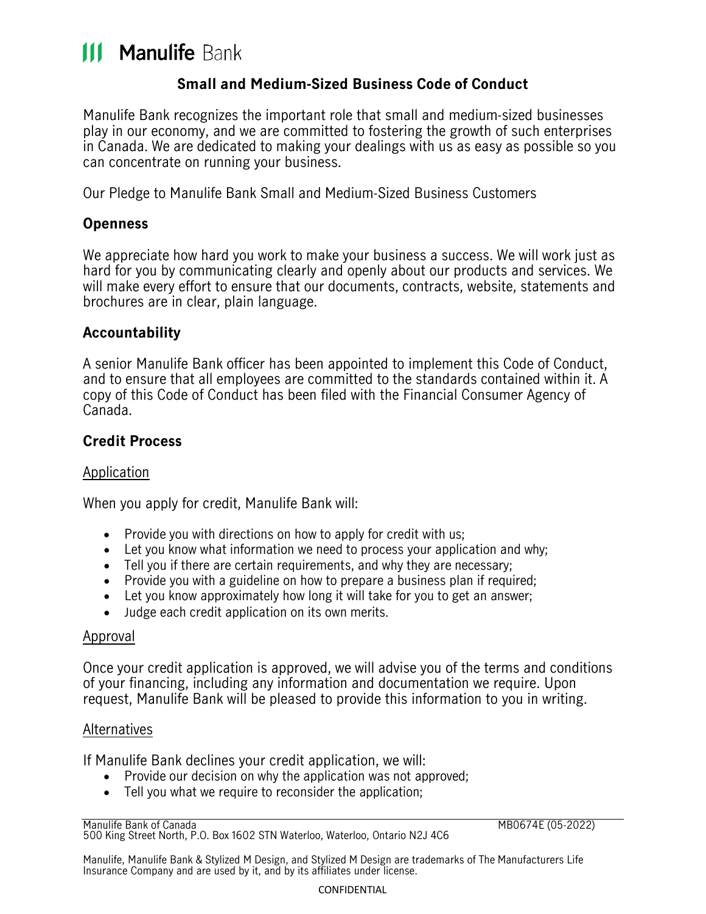Manulife Bank

# Small and Medium-Sized Business Code of Conduct

Manulife Bank recognizes the important role that small and medium-sized businesses play in our economy, and we are committed to fostering the growth of such enterprises in Canada. We are dedicated to making your dealings with us as easy as possible so you can concentrate on running your business.

Our Pledge to Manulife Bank Small and Medium-Sized Business Customers

## Openness

We appreciate how hard you work to make your business a success. We will work just as hard for you by communicating clearly and openly about our products and services. We will make every effort to ensure that our documents, contracts, website, statements and brochures are in clear, plain language.

## Accountability

A senior Manulife Bank officer has been appointed to implement this Code of Conduct, and to ensure that all employees are committed to the standards contained within it. A copy of this Code of Conduct has been filed with the Financial Consumer Agency of Canada.

## Credit Process

### Application

When you apply for credit, Manulife Bank will:

- Provide you with directions on how to apply for credit with us;
- Let you know what information we need to process your application and why;
- Tell you if there are certain requirements, and why they are necessary;
- Provide you with a guideline on how to prepare a business plan if required;
- Let you know approximately how long it will take for you to get an answer;
- Judge each credit application on its own merits.

### Approval

Once your credit application is approved, we will advise you of the terms and conditions of your financing, including any information and documentation we require. Upon request, Manulife Bank will be pleased to provide this information to you in writing.

### Alternatives

If Manulife Bank declines your credit application, we will:

- Provide our decision on why the application was not approved;
- Tell you what we require to reconsider the application;

Manulife Bank of Canada
500 King Street North, P.O. Box 1602 STN Waterloo, Waterloo, Ontario N2J 4C6

MB0674E (05-2022)

Manulife, Manulife Bank & Stylized M Design, and Stylized M Design are trademarks of The Manufacturers Life Insurance Company and are used by it, and by its affiliates under license.

CONFIDENTIAL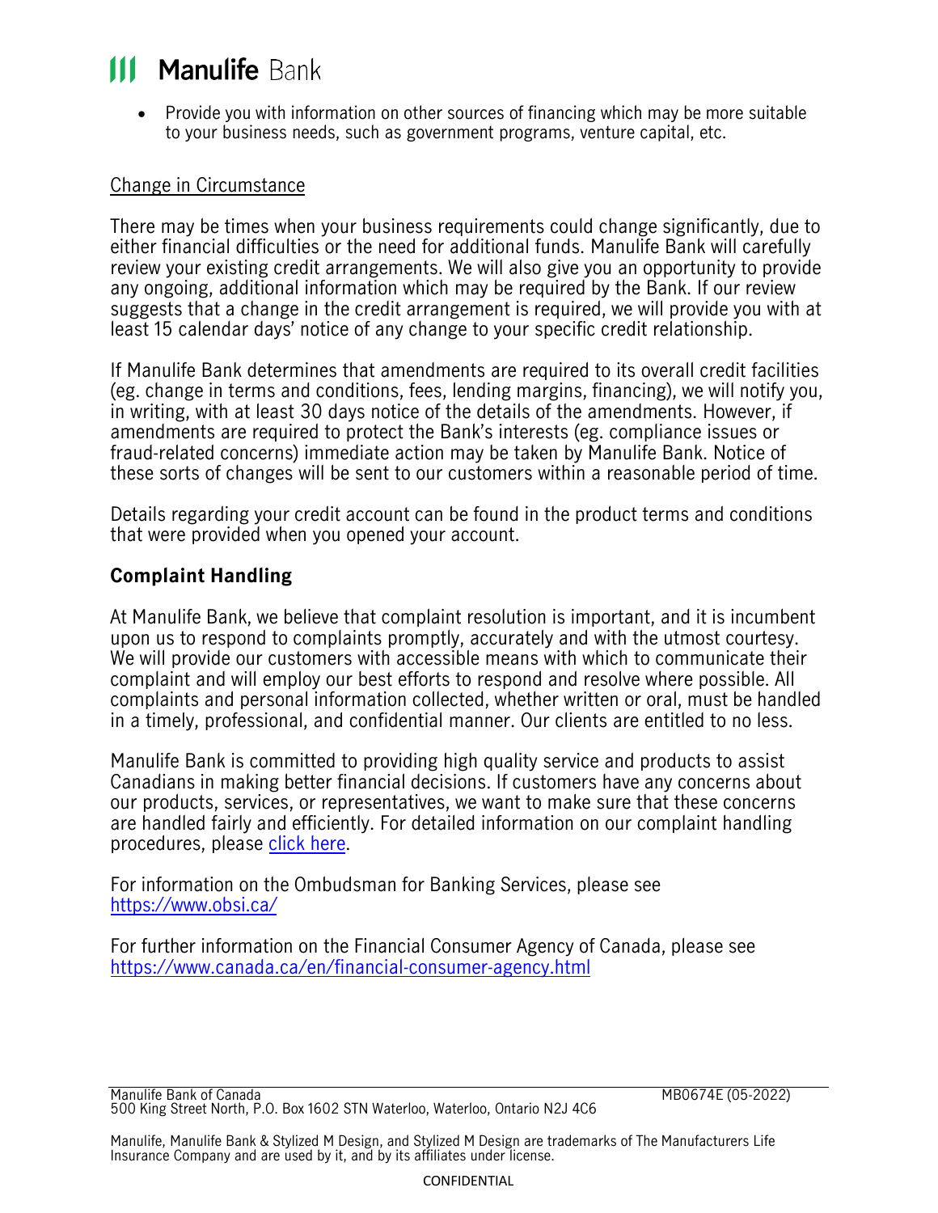- Provide you with information on other sources of financing which may be more suitable to your business needs, such as government programs, venture capital, etc.

Change in Circumstance

There may be times when your business requirements could change significantly, due to either financial difficulties or the need for additional funds. Manulife Bank will carefully review your existing credit arrangements. We will also give you an opportunity to provide any ongoing, additional information which may be required by the Bank. If our review suggests that a change in the credit arrangement is required, we will provide you with at least 15 calendar days' notice of any change to your specific credit relationship.

If Manulife Bank determines that amendments are required to its overall credit facilities (eg. change in terms and conditions, fees, lending margins, financing), we will notify you, in writing, with at least 30 days notice of the details of the amendments. However, if amendments are required to protect the Bank's interests (eg. compliance issues or fraud-related concerns) immediate action may be taken by Manulife Bank. Notice of these sorts of changes will be sent to our customers within a reasonable period of time.

Details regarding your credit account can be found in the product terms and conditions that were provided when you opened your account.

## Complaint Handling

At Manulife Bank, we believe that complaint resolution is important, and it is incumbent upon us to respond to complaints promptly, accurately and with the utmost courtesy. We will provide our customers with accessible means with which to communicate their complaint and will employ our best efforts to respond and resolve where possible. All complaints and personal information collected, whether written or oral, must be handled in a timely, professional, and confidential manner. Our clients are entitled to no less.

Manulife Bank is committed to providing high quality service and products to assist Canadians in making better financial decisions. If customers have any concerns about our products, services, or representatives, we want to make sure that these concerns are handled fairly and efficiently. For detailed information on our complaint handling procedures, please click here.

For information on the Ombudsman for Banking Services, please see https://www.obsi.ca/

For further information on the Financial Consumer Agency of Canada, please see https://www.canada.ca/en/financial-consumer-agency.html

Manulife Bank of Canada
500 King Street North, P.O. Box 1602 STN Waterloo, Waterloo, Ontario N2J 4C6

MB0674E (05-2022)

Manulife, Manulife Bank & Stylized M Design, and Stylized M Design are trademarks of The Manufacturers Life Insurance Company and are used by it, and by its affiliates under license.

CONFIDENTIAL